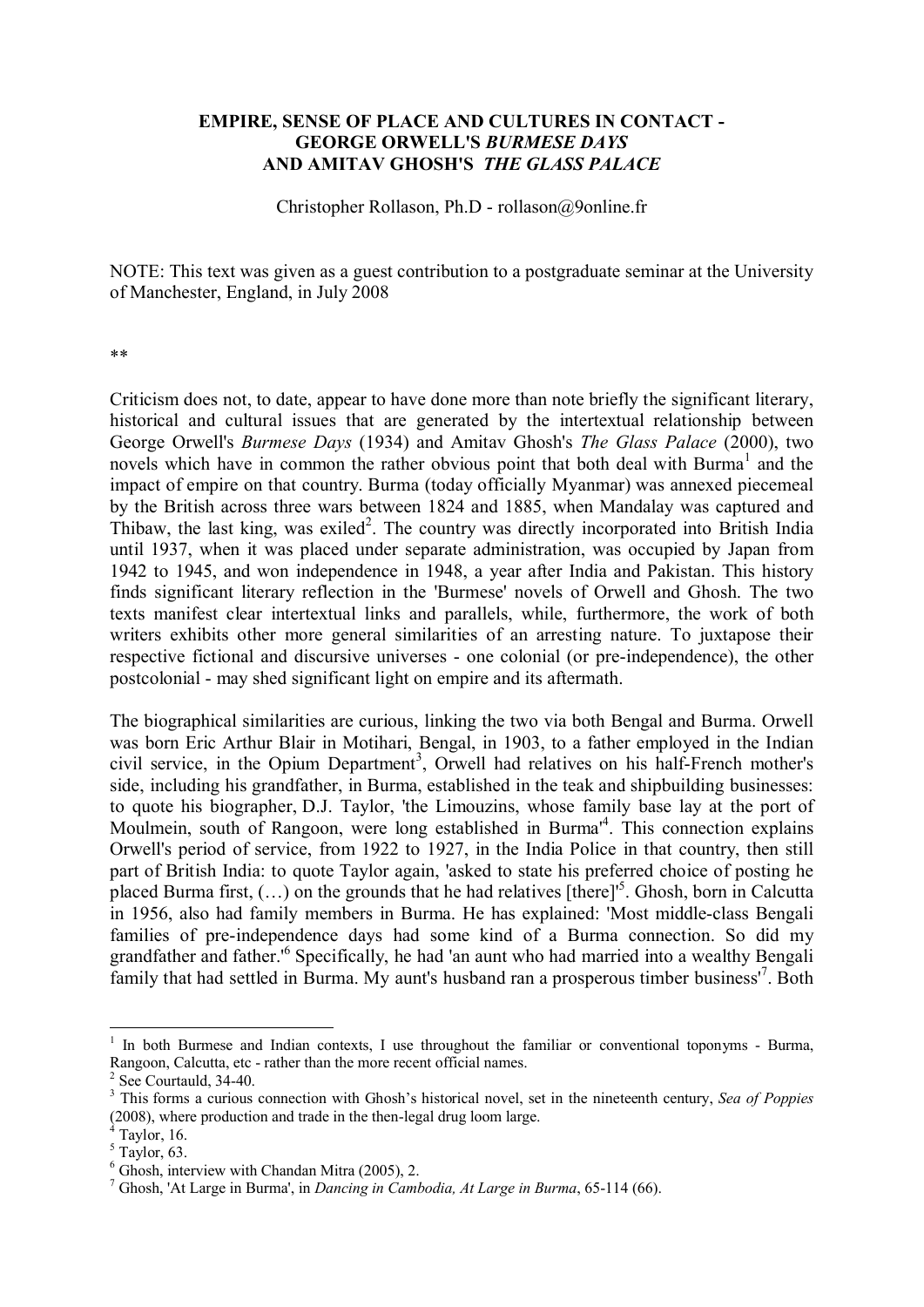# EMPIRE, SENSE OF PLACE AND CULTURES IN CONTACT - GEORGE ORWELL'S *BURMESE DAYS* AND AMITAV GHOSH'S *THE GLASS PALACE*

Christopher Rollason, Ph.D - rollason@9online.fr

NOTE: This text was given as a guest contribution to a postgraduate seminar at the University of Manchester, England, in July 2008

**

Criticism does not, to date, appear to have done more than note briefly the significant literary, historical and cultural issues that are generated by the intertextual relationship between George Orwell's *Burmese Days* (1934) and Amitav Ghosh's *The Glass Palace* (2000), two novels which have in common the rather obvious point that both deal with Burma[1] and the impact of empire on that country. Burma (today officially Myanmar) was annexed piecemeal by the British across three wars between 1824 and 1885, when Mandalay was captured and Thibaw, the last king, was exiled[2]. The country was directly incorporated into British India until 1937, when it was placed under separate administration, was occupied by Japan from 1942 to 1945, and won independence in 1948, a year after India and Pakistan. This history finds significant literary reflection in the 'Burmese' novels of Orwell and Ghosh. The two texts manifest clear intertextual links and parallels, while, furthermore, the work of both writers exhibits other more general similarities of an arresting nature. To juxtapose their respective fictional and discursive universes - one colonial (or pre-independence), the other postcolonial - may shed significant light on empire and its aftermath.

The biographical similarities are curious, linking the two via both Bengal and Burma. Orwell was born Eric Arthur Blair in Motihari, Bengal, in 1903, to a father employed in the Indian civil service, in the Opium Department[3], Orwell had relatives on his half-French mother's side, including his grandfather, in Burma, established in the teak and shipbuilding businesses: to quote his biographer, D.J. Taylor, 'the Limouzins, whose family base lay at the port of Moulmein, south of Rangoon, were long established in Burma'[4]. This connection explains Orwell's period of service, from 1922 to 1927, in the India Police in that country, then still part of British India: to quote Taylor again, 'asked to state his preferred choice of posting he placed Burma first, (…) on the grounds that he had relatives [there]'[5]. Ghosh, born in Calcutta in 1956, also had family members in Burma. He has explained: 'Most middle-class Bengali families of pre-independence days had some kind of a Burma connection. So did my grandfather and father.'[6] Specifically, he had 'an aunt who had married into a wealthy Bengali family that had settled in Burma. My aunt's husband ran a prosperous timber business'[7]. Both

---

[1] In both Burmese and Indian contexts, I use throughout the familiar or conventional toponyms - Burma, Rangoon, Calcutta, etc - rather than the more recent official names.

[2] See Courtauld, 34-40.

[3] This forms a curious connection with Ghosh's historical novel, set in the nineteenth century, *Sea of Poppies* (2008), where production and trade in the then-legal drug loom large.

[4] Taylor, 16.

[5] Taylor, 63.

[6] Ghosh, interview with Chandan Mitra (2005), 2.

[7] Ghosh, 'At Large in Burma', in *Dancing in Cambodia, At Large in Burma*, 65-114 (66).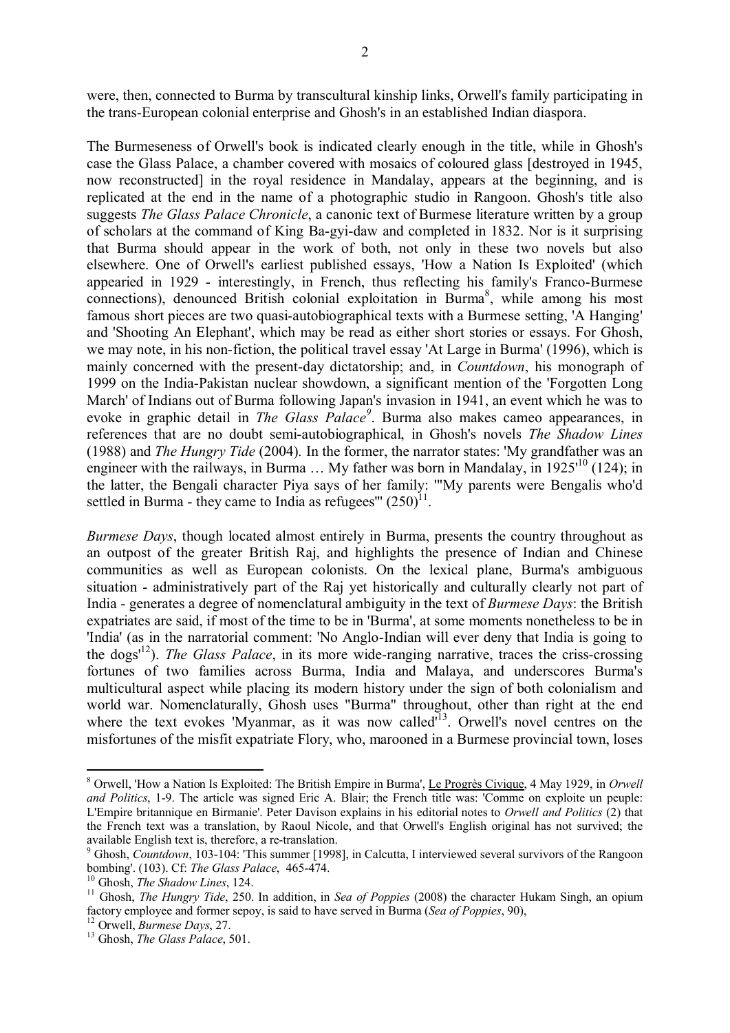were, then, connected to Burma by transcultural kinship links, Orwell's family participating in the trans-European colonial enterprise and Ghosh's in an established Indian diaspora.

The Burmeseness of Orwell's book is indicated clearly enough in the title, while in Ghosh's case the Glass Palace, a chamber covered with mosaics of coloured glass [destroyed in 1945, now reconstructed] in the royal residence in Mandalay, appears at the beginning, and is replicated at the end in the name of a photographic studio in Rangoon. Ghosh's title also suggests *The Glass Palace Chronicle*, a canonic text of Burmese literature written by a group of scholars at the command of King Ba-gyi-daw and completed in 1832. Nor is it surprising that Burma should appear in the work of both, not only in these two novels but also elsewhere. One of Orwell's earliest published essays, 'How a Nation Is Exploited' (which appearied in 1929 - interestingly, in French, thus reflecting his family's Franco-Burmese connections), denounced British colonial exploitation in Burma[8], while among his most famous short pieces are two quasi-autobiographical texts with a Burmese setting, 'A Hanging' and 'Shooting An Elephant', which may be read as either short stories or essays. For Ghosh, we may note, in his non-fiction, the political travel essay 'At Large in Burma' (1996), which is mainly concerned with the present-day dictatorship; and, in *Countdown*, his monograph of 1999 on the India-Pakistan nuclear showdown, a significant mention of the 'Forgotten Long March' of Indians out of Burma following Japan's invasion in 1941, an event which he was to evoke in graphic detail in *The Glass Palace*[9]. Burma also makes cameo appearances, in references that are no doubt semi-autobiographical, in Ghosh's novels *The Shadow Lines* (1988) and *The Hungry Tide* (2004). In the former, the narrator states: 'My grandfather was an engineer with the railways, in Burma … My father was born in Mandalay, in 1925'[10] (124); in the latter, the Bengali character Piya says of her family: '"My parents were Bengalis who'd settled in Burma - they came to India as refugees"' (250)[11].

*Burmese Days*, though located almost entirely in Burma, presents the country throughout as an outpost of the greater British Raj, and highlights the presence of Indian and Chinese communities as well as European colonists. On the lexical plane, Burma's ambiguous situation - administratively part of the Raj yet historically and culturally clearly not part of India - generates a degree of nomenclatural ambiguity in the text of *Burmese Days*: the British expatriates are said, if most of the time to be in 'Burma', at some moments nonetheless to be in 'India' (as in the narratorial comment: 'No Anglo-Indian will ever deny that India is going to the dogs'[12]). *The Glass Palace*, in its more wide-ranging narrative, traces the criss-crossing fortunes of two families across Burma, India and Malaya, and underscores Burma's multicultural aspect while placing its modern history under the sign of both colonialism and world war. Nomenclaturally, Ghosh uses "Burma" throughout, other than right at the end where the text evokes 'Myanmar, as it was now called'[13]. Orwell's novel centres on the misfortunes of the misfit expatriate Flory, who, marooned in a Burmese provincial town, loses

---

[8] Orwell, 'How a Nation Is Exploited: The British Empire in Burma', Le Progrès Civique, 4 May 1929, in *Orwell and Politics*, 1-9. The article was signed Eric A. Blair; the French title was: 'Comme on exploite un peuple: L'Empire britannique en Birmanie'. Peter Davison explains in his editorial notes to *Orwell and Politics* (2) that the French text was a translation, by Raoul Nicole, and that Orwell's English original has not survived; the available English text is, therefore, a re-translation.

[9] Ghosh, *Countdown*, 103-104: 'This summer [1998], in Calcutta, I interviewed several survivors of the Rangoon bombing'. (103). Cf: *The Glass Palace*, 465-474.

[10] Ghosh, *The Shadow Lines*, 124.

[11] Ghosh, *The Hungry Tide*, 250. In addition, in *Sea of Poppies* (2008) the character Hukam Singh, an opium factory employee and former sepoy, is said to have served in Burma (*Sea of Poppies*, 90),

[12] Orwell, *Burmese Days*, 27.

[13] Ghosh, *The Glass Palace*, 501.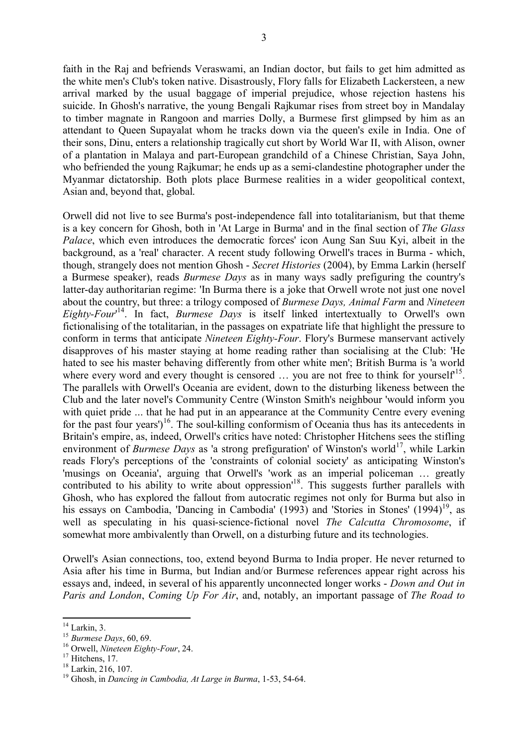faith in the Raj and befriends Veraswami, an Indian doctor, but fails to get him admitted as the white men's Club's token native. Disastrously, Flory falls for Elizabeth Lackersteen, a new arrival marked by the usual baggage of imperial prejudice, whose rejection hastens his suicide. In Ghosh's narrative, the young Bengali Rajkumar rises from street boy in Mandalay to timber magnate in Rangoon and marries Dolly, a Burmese first glimpsed by him as an attendant to Queen Supayalat whom he tracks down via the queen's exile in India. One of their sons, Dinu, enters a relationship tragically cut short by World War II, with Alison, owner of a plantation in Malaya and part-European grandchild of a Chinese Christian, Saya John, who befriended the young Rajkumar; he ends up as a semi-clandestine photographer under the Myanmar dictatorship. Both plots place Burmese realities in a wider geopolitical context, Asian and, beyond that, global.

Orwell did not live to see Burma's post-independence fall into totalitarianism, but that theme is a key concern for Ghosh, both in 'At Large in Burma' and in the final section of *The Glass Palace*, which even introduces the democratic forces' icon Aung San Suu Kyi, albeit in the background, as a 'real' character. A recent study following Orwell's traces in Burma - which, though, strangely does not mention Ghosh - *Secret Histories* (2004), by Emma Larkin (herself a Burmese speaker), reads *Burmese Days* as in many ways sadly prefiguring the country's latter-day authoritarian regime: 'In Burma there is a joke that Orwell wrote not just one novel about the country, but three: a trilogy composed of *Burmese Days, Animal Farm* and *Nineteen Eighty-Four*'[14]. In fact, *Burmese Days* is itself linked intertextually to Orwell's own fictionalising of the totalitarian, in the passages on expatriate life that highlight the pressure to conform in terms that anticipate *Nineteen Eighty-Four*. Flory's Burmese manservant actively disapproves of his master staying at home reading rather than socialising at the Club: 'He hated to see his master behaving differently from other white men'; British Burma is 'a world where every word and every thought is censored … you are not free to think for yourself'[15]. The parallels with Orwell's Oceania are evident, down to the disturbing likeness between the Club and the later novel's Community Centre (Winston Smith's neighbour 'would inform you with quiet pride ... that he had put in an appearance at the Community Centre every evening for the past four years')[16]. The soul-killing conformism of Oceania thus has its antecedents in Britain's empire, as, indeed, Orwell's critics have noted: Christopher Hitchens sees the stifling environment of *Burmese Days* as 'a strong prefiguration' of Winston's world[17], while Larkin reads Flory's perceptions of the 'constraints of colonial society' as anticipating Winston's 'musings on Oceania', arguing that Orwell's 'work as an imperial policeman … greatly contributed to his ability to write about oppression'[18]. This suggests further parallels with Ghosh, who has explored the fallout from autocratic regimes not only for Burma but also in his essays on Cambodia, 'Dancing in Cambodia' (1993) and 'Stories in Stones' (1994)[19], as well as speculating in his quasi-science-fictional novel *The Calcutta Chromosome*, if somewhat more ambivalently than Orwell, on a disturbing future and its technologies.

Orwell's Asian connections, too, extend beyond Burma to India proper. He never returned to Asia after his time in Burma, but Indian and/or Burmese references appear right across his essays and, indeed, in several of his apparently unconnected longer works - *Down and Out in Paris and London*, *Coming Up For Air*, and, notably, an important passage of *The Road to*

---

[14] Larkin, 3.

[15] *Burmese Days*, 60, 69.

[16] Orwell, *Nineteen Eighty-Four*, 24.

[17] Hitchens, 17.

[18] Larkin, 216, 107.

[19] Ghosh, in *Dancing in Cambodia, At Large in Burma*, 1-53, 54-64.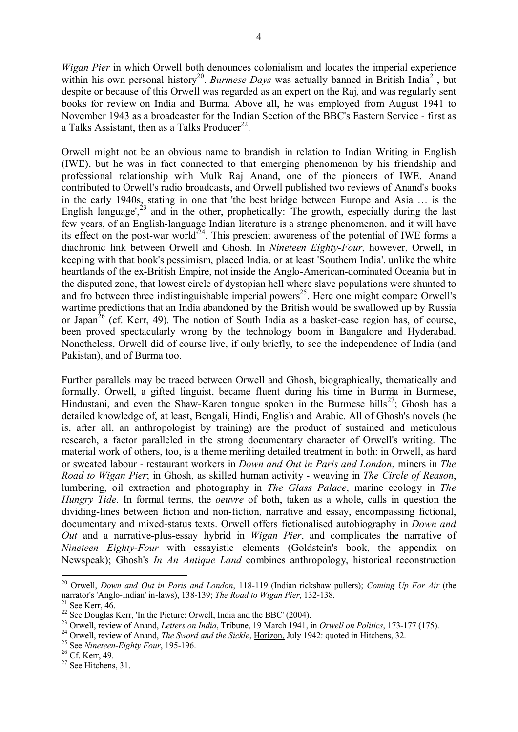*Wigan Pier* in which Orwell both denounces colonialism and locates the imperial experience within his own personal history[20]. *Burmese Days* was actually banned in British India[21], but despite or because of this Orwell was regarded as an expert on the Raj, and was regularly sent books for review on India and Burma. Above all, he was employed from August 1941 to November 1943 as a broadcaster for the Indian Section of the BBC's Eastern Service - first as a Talks Assistant, then as a Talks Producer[22].

Orwell might not be an obvious name to brandish in relation to Indian Writing in English (IWE), but he was in fact connected to that emerging phenomenon by his friendship and professional relationship with Mulk Raj Anand, one of the pioneers of IWE. Anand contributed to Orwell's radio broadcasts, and Orwell published two reviews of Anand's books in the early 1940s, stating in one that 'the best bridge between Europe and Asia … is the English language',[23] and in the other, prophetically: 'The growth, especially during the last few years, of an English-language Indian literature is a strange phenomenon, and it will have its effect on the post-war world'[24]. This prescient awareness of the potential of IWE forms a diachronic link between Orwell and Ghosh. In *Nineteen Eighty-Four*, however, Orwell, in keeping with that book's pessimism, placed India, or at least 'Southern India', unlike the white heartlands of the ex-British Empire, not inside the Anglo-American-dominated Oceania but in the disputed zone, that lowest circle of dystopian hell where slave populations were shunted to and fro between three indistinguishable imperial powers[25]. Here one might compare Orwell's wartime predictions that an India abandoned by the British would be swallowed up by Russia or Japan[26] (cf. Kerr, 49). The notion of South India as a basket-case region has, of course, been proved spectacularly wrong by the technology boom in Bangalore and Hyderabad. Nonetheless, Orwell did of course live, if only briefly, to see the independence of India (and Pakistan), and of Burma too.

Further parallels may be traced between Orwell and Ghosh, biographically, thematically and formally. Orwell, a gifted linguist, became fluent during his time in Burma in Burmese, Hindustani, and even the Shaw-Karen tongue spoken in the Burmese hills[27]; Ghosh has a detailed knowledge of, at least, Bengali, Hindi, English and Arabic. All of Ghosh's novels (he is, after all, an anthropologist by training) are the product of sustained and meticulous research, a factor paralleled in the strong documentary character of Orwell's writing. The material work of others, too, is a theme meriting detailed treatment in both: in Orwell, as hard or sweated labour - restaurant workers in *Down and Out in Paris and London*, miners in *The Road to Wigan Pier*; in Ghosh, as skilled human activity - weaving in *The Circle of Reason*, lumbering, oil extraction and photography in *The Glass Palace*, marine ecology in *The Hungry Tide*. In formal terms, the *oeuvre* of both, taken as a whole, calls in question the dividing-lines between fiction and non-fiction, narrative and essay, encompassing fictional, documentary and mixed-status texts. Orwell offers fictionalised autobiography in *Down and Out* and a narrative-plus-essay hybrid in *Wigan Pier*, and complicates the narrative of *Nineteen Eighty-Four* with essayistic elements (Goldstein's book, the appendix on Newspeak); Ghosh's *In An Antique Land* combines anthropology, historical reconstruction

---

[20] Orwell, *Down and Out in Paris and London*, 118-119 (Indian rickshaw pullers); *Coming Up For Air* (the narrator's 'Anglo-Indian' in-laws), 138-139; *The Road to Wigan Pier*, 132-138.

[21] See Kerr, 46.

[22] See Douglas Kerr, 'In the Picture: Orwell, India and the BBC' (2004).

[23] Orwell, review of Anand, *Letters on India*, Tribune, 19 March 1941, in *Orwell on Politics*, 173-177 (175).

[24] Orwell, review of Anand, *The Sword and the Sickle*, Horizon, July 1942: quoted in Hitchens, 32.

[25] See *Nineteen-Eighty Four*, 195-196.

[26] Cf. Kerr, 49.

[27] See Hitchens, 31.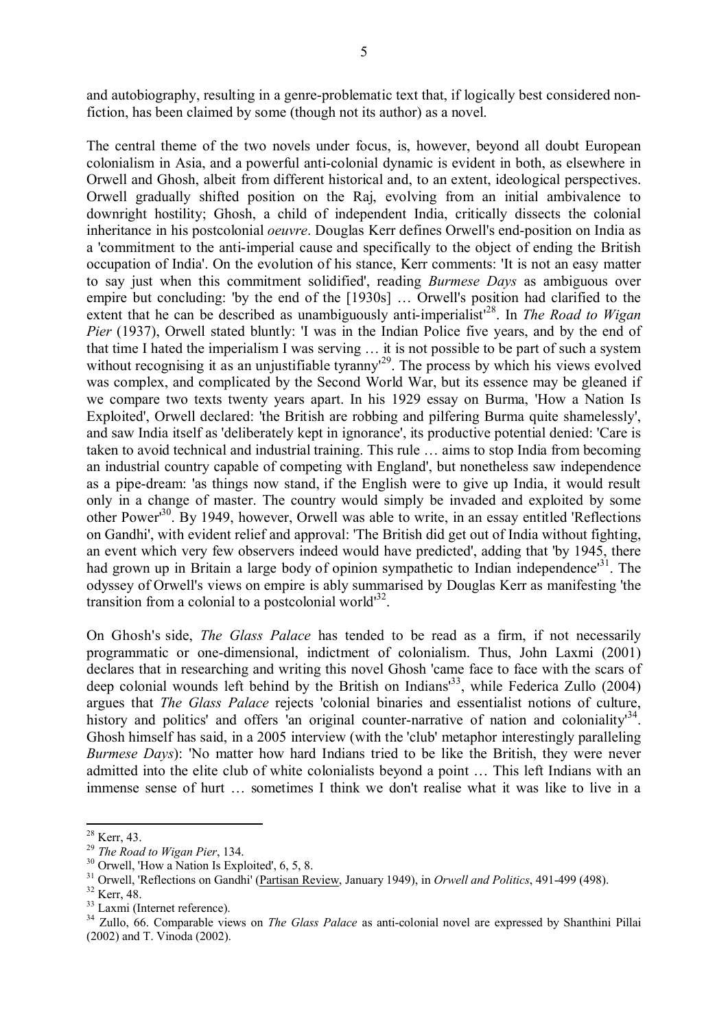and autobiography, resulting in a genre-problematic text that, if logically best considered non-fiction, has been claimed by some (though not its author) as a novel.

The central theme of the two novels under focus, is, however, beyond all doubt European colonialism in Asia, and a powerful anti-colonial dynamic is evident in both, as elsewhere in Orwell and Ghosh, albeit from different historical and, to an extent, ideological perspectives. Orwell gradually shifted position on the Raj, evolving from an initial ambivalence to downright hostility; Ghosh, a child of independent India, critically dissects the colonial inheritance in his postcolonial *oeuvre*. Douglas Kerr defines Orwell's end-position on India as a 'commitment to the anti-imperial cause and specifically to the object of ending the British occupation of India'. On the evolution of his stance, Kerr comments: 'It is not an easy matter to say just when this commitment solidified', reading *Burmese Days* as ambiguous over empire but concluding: 'by the end of the [1930s] … Orwell's position had clarified to the extent that he can be described as unambiguously anti-imperialist'[28]. In *The Road to Wigan Pier* (1937), Orwell stated bluntly: 'I was in the Indian Police five years, and by the end of that time I hated the imperialism I was serving … it is not possible to be part of such a system without recognising it as an unjustifiable tyranny'[29]. The process by which his views evolved was complex, and complicated by the Second World War, but its essence may be gleaned if we compare two texts twenty years apart. In his 1929 essay on Burma, 'How a Nation Is Exploited', Orwell declared: 'the British are robbing and pilfering Burma quite shamelessly', and saw India itself as 'deliberately kept in ignorance', its productive potential denied: 'Care is taken to avoid technical and industrial training. This rule … aims to stop India from becoming an industrial country capable of competing with England', but nonetheless saw independence as a pipe-dream: 'as things now stand, if the English were to give up India, it would result only in a change of master. The country would simply be invaded and exploited by some other Power'[30]. By 1949, however, Orwell was able to write, in an essay entitled 'Reflections on Gandhi', with evident relief and approval: 'The British did get out of India without fighting, an event which very few observers indeed would have predicted', adding that 'by 1945, there had grown up in Britain a large body of opinion sympathetic to Indian independence'[31]. The odyssey of Orwell's views on empire is ably summarised by Douglas Kerr as manifesting 'the transition from a colonial to a postcolonial world'[32].

On Ghosh's side, *The Glass Palace* has tended to be read as a firm, if not necessarily programmatic or one-dimensional, indictment of colonialism. Thus, John Laxmi (2001) declares that in researching and writing this novel Ghosh 'came face to face with the scars of deep colonial wounds left behind by the British on Indians'[33], while Federica Zullo (2004) argues that *The Glass Palace* rejects 'colonial binaries and essentialist notions of culture, history and politics' and offers 'an original counter-narrative of nation and coloniality'[34]. Ghosh himself has said, in a 2005 interview (with the 'club' metaphor interestingly paralleling *Burmese Days*): 'No matter how hard Indians tried to be like the British, they were never admitted into the elite club of white colonialists beyond a point … This left Indians with an immense sense of hurt … sometimes I think we don't realise what it was like to live in a

---

[28] Kerr, 43.

[29] *The Road to Wigan Pier*, 134.

[30] Orwell, 'How a Nation Is Exploited', 6, 5, 8.

[31] Orwell, 'Reflections on Gandhi' (Partisan Review, January 1949), in *Orwell and Politics*, 491-499 (498).

[32] Kerr, 48.

[33] Laxmi (Internet reference).

[34] Zullo, 66. Comparable views on *The Glass Palace* as anti-colonial novel are expressed by Shanthini Pillai (2002) and T. Vinoda (2002).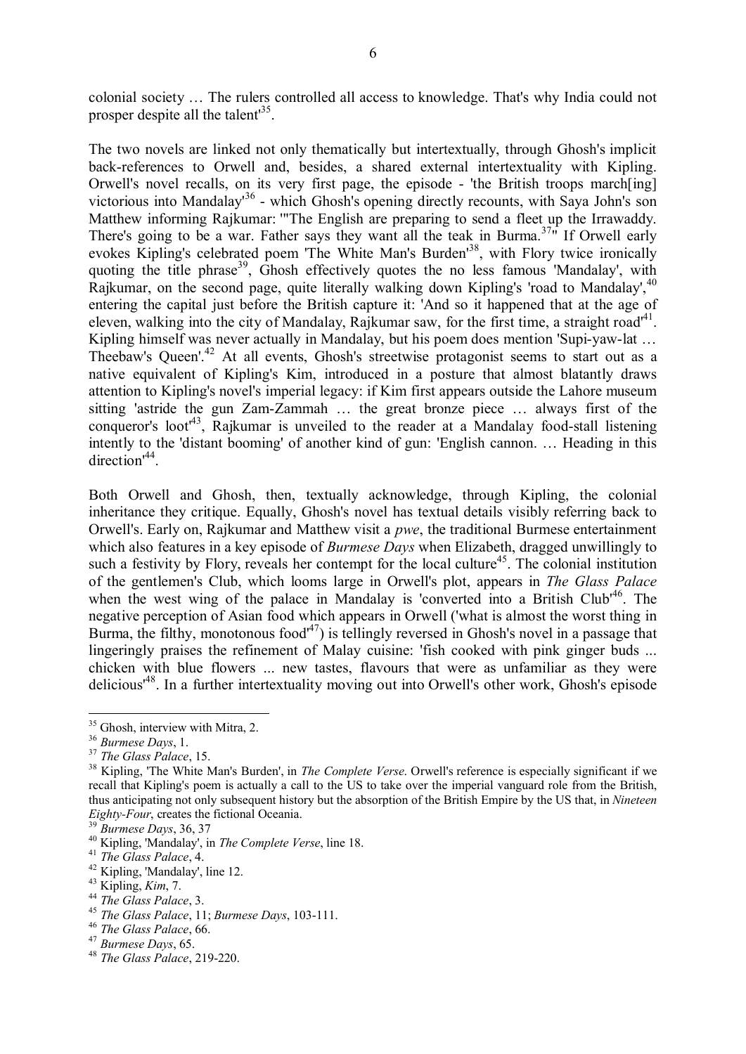colonial society … The rulers controlled all access to knowledge. That's why India could not prosper despite all the talent'[35].

The two novels are linked not only thematically but intertextually, through Ghosh's implicit back-references to Orwell and, besides, a shared external intertextuality with Kipling. Orwell's novel recalls, on its very first page, the episode - 'the British troops march[ing] victorious into Mandalay'[36] - which Ghosh's opening directly recounts, with Saya John's son Matthew informing Rajkumar: '"The English are preparing to send a fleet up the Irrawaddy. There's going to be a war. Father says they want all the teak in Burma.[37]"' If Orwell early evokes Kipling's celebrated poem 'The White Man's Burden'[38], with Flory twice ironically quoting the title phrase[39], Ghosh effectively quotes the no less famous 'Mandalay', with Rajkumar, on the second page, quite literally walking down Kipling's 'road to Mandalay',[40] entering the capital just before the British capture it: 'And so it happened that at the age of eleven, walking into the city of Mandalay, Rajkumar saw, for the first time, a straight road'[41]. Kipling himself was never actually in Mandalay, but his poem does mention 'Supi-yaw-lat … Theebaw's Queen'.[42] At all events, Ghosh's streetwise protagonist seems to start out as a native equivalent of Kipling's Kim, introduced in a posture that almost blatantly draws attention to Kipling's novel's imperial legacy: if Kim first appears outside the Lahore museum sitting 'astride the gun Zam-Zammah … the great bronze piece … always first of the conqueror's loot'[43], Rajkumar is unveiled to the reader at a Mandalay food-stall listening intently to the 'distant booming' of another kind of gun: 'English cannon. … Heading in this direction'[44].

Both Orwell and Ghosh, then, textually acknowledge, through Kipling, the colonial inheritance they critique. Equally, Ghosh's novel has textual details visibly referring back to Orwell's. Early on, Rajkumar and Matthew visit a *pwe*, the traditional Burmese entertainment which also features in a key episode of *Burmese Days* when Elizabeth, dragged unwillingly to such a festivity by Flory, reveals her contempt for the local culture[45]. The colonial institution of the gentlemen's Club, which looms large in Orwell's plot, appears in *The Glass Palace* when the west wing of the palace in Mandalay is 'converted into a British Club'[46]. The negative perception of Asian food which appears in Orwell ('what is almost the worst thing in Burma, the filthy, monotonous food'[47]) is tellingly reversed in Ghosh's novel in a passage that lingeringly praises the refinement of Malay cuisine: 'fish cooked with pink ginger buds ... chicken with blue flowers ... new tastes, flavours that were as unfamiliar as they were delicious'[48]. In a further intertextuality moving out into Orwell's other work, Ghosh's episode

---

[35] Ghosh, interview with Mitra, 2.

[36] *Burmese Days*, 1.

[37] *The Glass Palace*, 15.

[38] Kipling, 'The White Man's Burden', in *The Complete Verse*. Orwell's reference is especially significant if we recall that Kipling's poem is actually a call to the US to take over the imperial vanguard role from the British, thus anticipating not only subsequent history but the absorption of the British Empire by the US that, in *Nineteen Eighty-Four*, creates the fictional Oceania.

[39] *Burmese Days*, 36, 37

[40] Kipling, 'Mandalay', in *The Complete Verse*, line 18.

[41] *The Glass Palace*, 4.

[42] Kipling, 'Mandalay', line 12.

[43] Kipling, *Kim*, 7.

[44] *The Glass Palace*, 3.

[45] *The Glass Palace*, 11; *Burmese Days*, 103-111.

[46] *The Glass Palace*, 66.

[47] *Burmese Days*, 65.

[48] *The Glass Palace*, 219-220.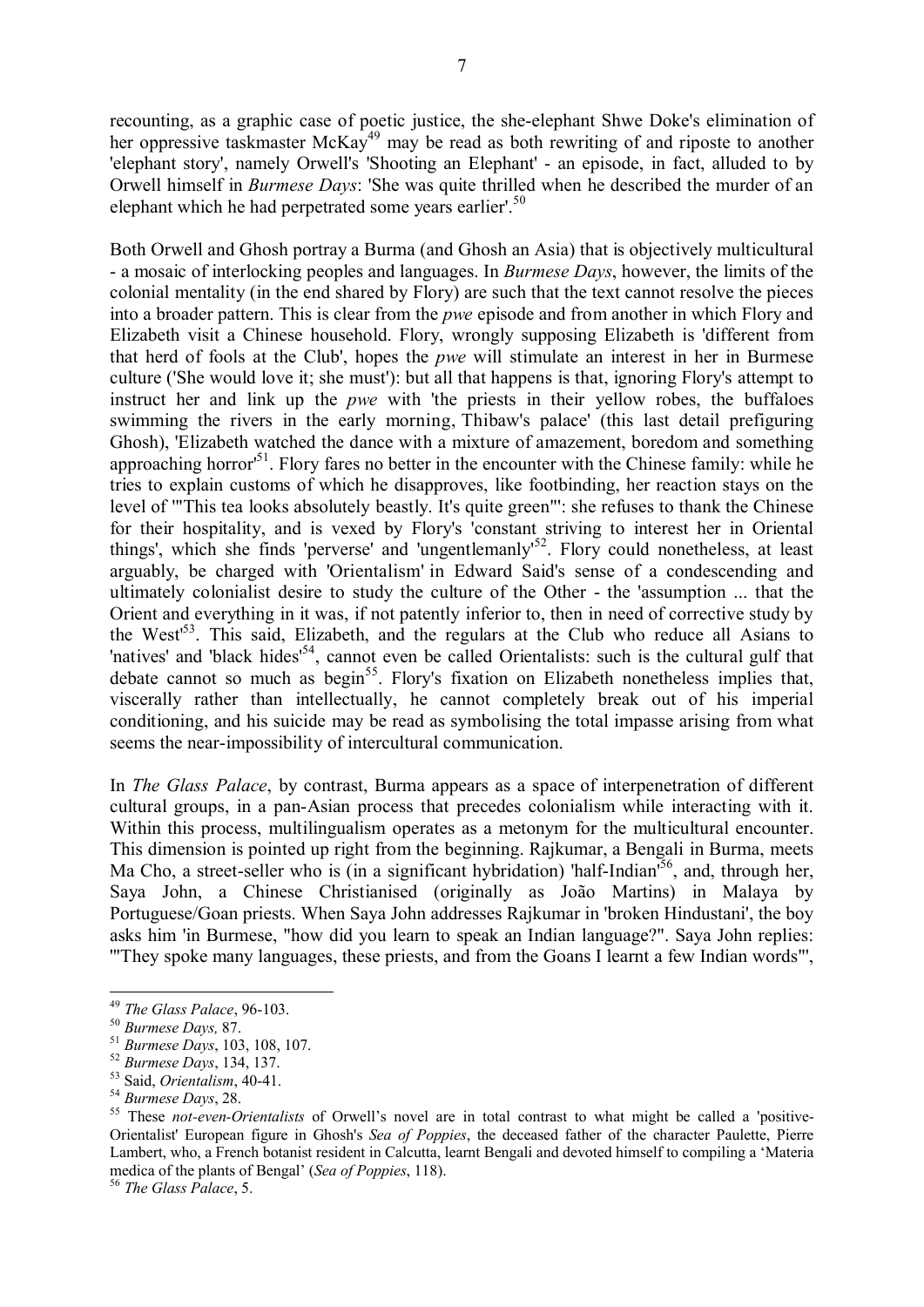recounting, as a graphic case of poetic justice, the she-elephant Shwe Doke's elimination of her oppressive taskmaster McKay[49] may be read as both rewriting of and riposte to another 'elephant story', namely Orwell's 'Shooting an Elephant' - an episode, in fact, alluded to by Orwell himself in *Burmese Days*: 'She was quite thrilled when he described the murder of an elephant which he had perpetrated some years earlier'.[50]

Both Orwell and Ghosh portray a Burma (and Ghosh an Asia) that is objectively multicultural - a mosaic of interlocking peoples and languages. In *Burmese Days*, however, the limits of the colonial mentality (in the end shared by Flory) are such that the text cannot resolve the pieces into a broader pattern. This is clear from the *pwe* episode and from another in which Flory and Elizabeth visit a Chinese household. Flory, wrongly supposing Elizabeth is 'different from that herd of fools at the Club', hopes the *pwe* will stimulate an interest in her in Burmese culture ('She would love it; she must'): but all that happens is that, ignoring Flory's attempt to instruct her and link up the *pwe* with 'the priests in their yellow robes, the buffaloes swimming the rivers in the early morning, Thibaw's palace' (this last detail prefiguring Ghosh), 'Elizabeth watched the dance with a mixture of amazement, boredom and something approaching horror'[51]. Flory fares no better in the encounter with the Chinese family: while he tries to explain customs of which he disapproves, like footbinding, her reaction stays on the level of '"This tea looks absolutely beastly. It's quite green"': she refuses to thank the Chinese for their hospitality, and is vexed by Flory's 'constant striving to interest her in Oriental things', which she finds 'perverse' and 'ungentlemanly'[52]. Flory could nonetheless, at least arguably, be charged with 'Orientalism' in Edward Said's sense of a condescending and ultimately colonialist desire to study the culture of the Other - the 'assumption ... that the Orient and everything in it was, if not patently inferior to, then in need of corrective study by the West'[53]. This said, Elizabeth, and the regulars at the Club who reduce all Asians to 'natives' and 'black hides'[54], cannot even be called Orientalists: such is the cultural gulf that debate cannot so much as begin[55]. Flory's fixation on Elizabeth nonetheless implies that, viscerally rather than intellectually, he cannot completely break out of his imperial conditioning, and his suicide may be read as symbolising the total impasse arising from what seems the near-impossibility of intercultural communication.

In *The Glass Palace*, by contrast, Burma appears as a space of interpenetration of different cultural groups, in a pan-Asian process that precedes colonialism while interacting with it. Within this process, multilingualism operates as a metonym for the multicultural encounter. This dimension is pointed up right from the beginning. Rajkumar, a Bengali in Burma, meets Ma Cho, a street-seller who is (in a significant hybridation) 'half-Indian'[56], and, through her, Saya John, a Chinese Christianised (originally as João Martins) in Malaya by Portuguese/Goan priests. When Saya John addresses Rajkumar in 'broken Hindustani', the boy asks him 'in Burmese, "how did you learn to speak an Indian language?"'. Saya John replies: '"They spoke many languages, these priests, and from the Goans I learnt a few Indian words"',

---

[49] *The Glass Palace*, 96-103.

[50] *Burmese Days,* 87.

[51] *Burmese Days*, 103, 108, 107.

[52] *Burmese Days*, 134, 137.

[53] Said, *Orientalism*, 40-41.

[54] *Burmese Days*, 28.

[55] These *not-even-Orientalists* of Orwell's novel are in total contrast to what might be called a 'positive-Orientalist' European figure in Ghosh's *Sea of Poppies*, the deceased father of the character Paulette, Pierre Lambert, who, a French botanist resident in Calcutta, learnt Bengali and devoted himself to compiling a 'Materia medica of the plants of Bengal' (*Sea of Poppies*, 118).

[56] *The Glass Palace*, 5.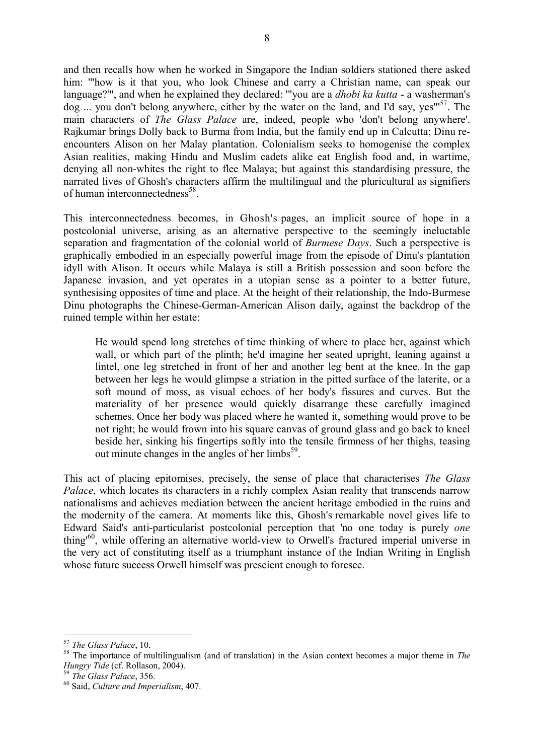and then recalls how when he worked in Singapore the Indian soldiers stationed there asked him: '"how is it that you, who look Chinese and carry a Christian name, can speak our language?"', and when he explained they declared: '"you are a *dhobi ka kutta* - a washerman's dog ... you don't belong anywhere, either by the water on the land, and I'd say, yes"'[57]. The main characters of *The Glass Palace* are, indeed, people who 'don't belong anywhere'. Rajkumar brings Dolly back to Burma from India, but the family end up in Calcutta; Dinu re-encounters Alison on her Malay plantation. Colonialism seeks to homogenise the complex Asian realities, making Hindu and Muslim cadets alike eat English food and, in wartime, denying all non-whites the right to flee Malaya; but against this standardising pressure, the narrated lives of Ghosh's characters affirm the multilingual and the pluricultural as signifiers of human interconnectedness[58].

This interconnectedness becomes, in Ghosh's pages, an implicit source of hope in a postcolonial universe, arising as an alternative perspective to the seemingly ineluctable separation and fragmentation of the colonial world of *Burmese Days*. Such a perspective is graphically embodied in an especially powerful image from the episode of Dinu's plantation idyll with Alison. It occurs while Malaya is still a British possession and soon before the Japanese invasion, and yet operates in a utopian sense as a pointer to a better future, synthesising opposites of time and place. At the height of their relationship, the Indo-Burmese Dinu photographs the Chinese-German-American Alison daily, against the backdrop of the ruined temple within her estate:

> He would spend long stretches of time thinking of where to place her, against which wall, or which part of the plinth; he'd imagine her seated upright, leaning against a lintel, one leg stretched in front of her and another leg bent at the knee. In the gap between her legs he would glimpse a striation in the pitted surface of the laterite, or a soft mound of moss, as visual echoes of her body's fissures and curves. But the materiality of her presence would quickly disarrange these carefully imagined schemes. Once her body was placed where he wanted it, something would prove to be not right; he would frown into his square canvas of ground glass and go back to kneel beside her, sinking his fingertips softly into the tensile firmness of her thighs, teasing out minute changes in the angles of her limbs[59].

This act of placing epitomises, precisely, the sense of place that characterises *The Glass Palace*, which locates its characters in a richly complex Asian reality that transcends narrow nationalisms and achieves mediation between the ancient heritage embodied in the ruins and the modernity of the camera. At moments like this, Ghosh's remarkable novel gives life to Edward Said's anti-particularist postcolonial perception that 'no one today is purely *one* thing'[60], while offering an alternative world-view to Orwell's fractured imperial universe in the very act of constituting itself as a triumphant instance of the Indian Writing in English whose future success Orwell himself was prescient enough to foresee.

---

[57] *The Glass Palace*, 10.

[58] The importance of multilingualism (and of translation) in the Asian context becomes a major theme in *The Hungry Tide* (cf. Rollason, 2004).

[59] *The Glass Palace*, 356.

[60] Said, *Culture and Imperialism*, 407.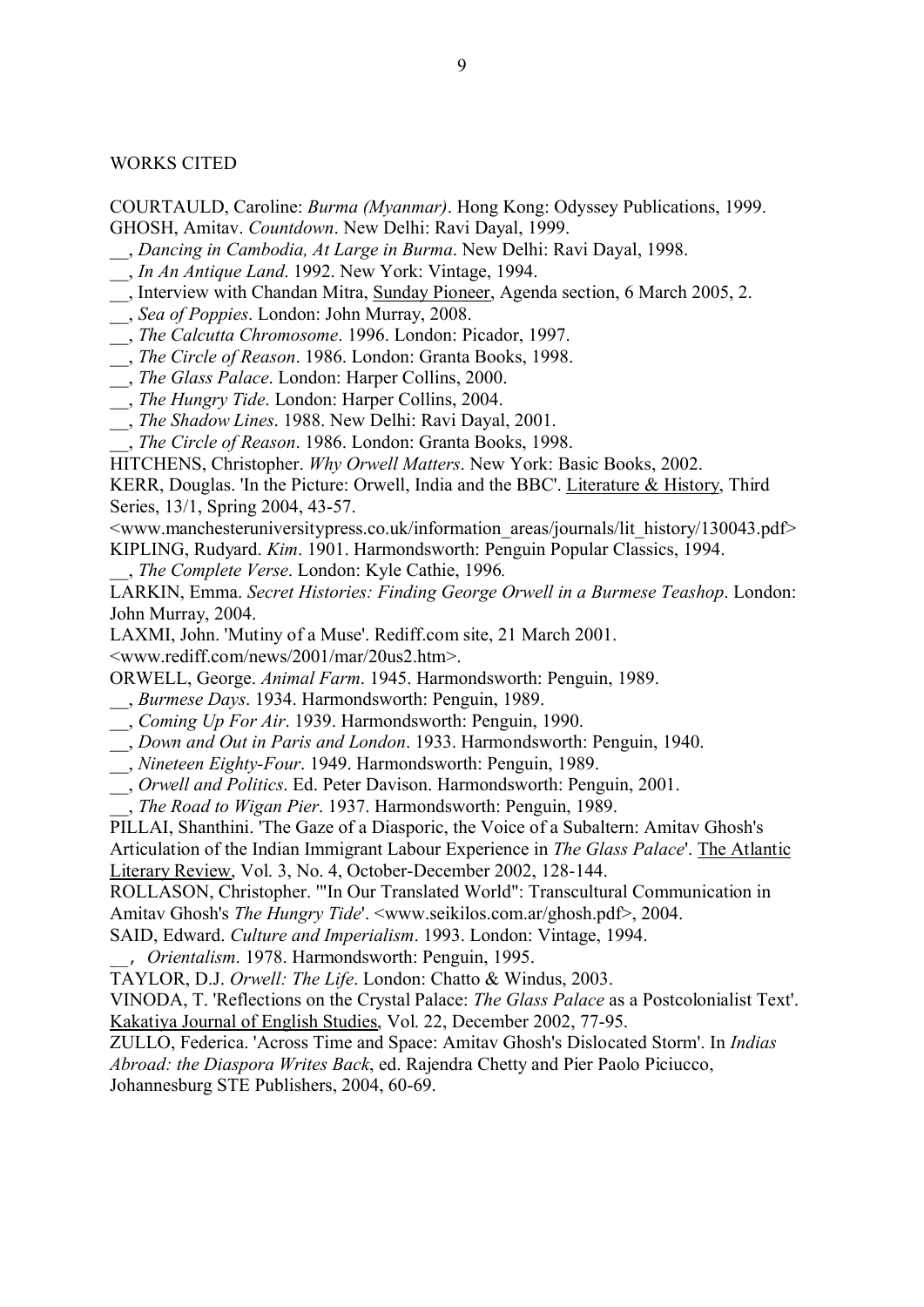WORKS CITED

COURTAULD, Caroline: *Burma (Myanmar)*. Hong Kong: Odyssey Publications, 1999.

GHOSH, Amitav. *Countdown*. New Delhi: Ravi Dayal, 1999.

__, *Dancing in Cambodia, At Large in Burma*. New Delhi: Ravi Dayal, 1998.

__, *In An Antique Land*. 1992. New York: Vintage, 1994.

__, Interview with Chandan Mitra, Sunday Pioneer, Agenda section, 6 March 2005, 2.

__, *Sea of Poppies*. London: John Murray, 2008.

__, *The Calcutta Chromosome*. 1996. London: Picador, 1997.

__, *The Circle of Reason*. 1986. London: Granta Books, 1998.

__, *The Glass Palace*. London: Harper Collins, 2000.

__, *The Hungry Tide*. London: Harper Collins, 2004.

__, *The Shadow Lines*. 1988. New Delhi: Ravi Dayal, 2001.

__, *The Circle of Reason*. 1986. London: Granta Books, 1998.

HITCHENS, Christopher. *Why Orwell Matters*. New York: Basic Books, 2002.

KERR, Douglas. 'In the Picture: Orwell, India and the BBC'. Literature & History, Third Series, 13/1, Spring 2004, 43-57. <www.manchesteruniversitypress.co.uk/information_areas/journals/lit_history/130043.pdf>

KIPLING, Rudyard. *Kim*. 1901. Harmondsworth: Penguin Popular Classics, 1994.

__, *The Complete Verse*. London: Kyle Cathie, 1996.

LARKIN, Emma. *Secret Histories: Finding George Orwell in a Burmese Teashop*. London: John Murray, 2004.

LAXMI, John. 'Mutiny of a Muse'. Rediff.com site, 21 March 2001. <www.rediff.com/news/2001/mar/20us2.htm>.

ORWELL, George. *Animal Farm*. 1945. Harmondsworth: Penguin, 1989.

__, *Burmese Days*. 1934. Harmondsworth: Penguin, 1989.

__, *Coming Up For Air*. 1939. Harmondsworth: Penguin, 1990.

__, *Down and Out in Paris and London*. 1933. Harmondsworth: Penguin, 1940.

__, *Nineteen Eighty-Four*. 1949. Harmondsworth: Penguin, 1989.

__, *Orwell and Politics*. Ed. Peter Davison. Harmondsworth: Penguin, 2001.

__, *The Road to Wigan Pier*. 1937. Harmondsworth: Penguin, 1989.

PILLAI, Shanthini. 'The Gaze of a Diasporic, the Voice of a Subaltern: Amitav Ghosh's Articulation of the Indian Immigrant Labour Experience in *The Glass Palace*'. The Atlantic Literary Review, Vol. 3, No. 4, October-December 2002, 128-144.

ROLLASON, Christopher. '"In Our Translated World": Transcultural Communication in Amitav Ghosh's *The Hungry Tide*'. <www.seikilos.com.ar/ghosh.pdf>, 2004.

SAID, Edward. *Culture and Imperialism*. 1993. London: Vintage, 1994.

__, *Orientalism*. 1978. Harmondsworth: Penguin, 1995.

TAYLOR, D.J. *Orwell: The Life*. London: Chatto & Windus, 2003.

VINODA, T. 'Reflections on the Crystal Palace: *The Glass Palace* as a Postcolonialist Text'. Kakatiya Journal of English Studies, Vol. 22, December 2002, 77-95.

ZULLO, Federica. 'Across Time and Space: Amitav Ghosh's Dislocated Storm'. In *Indias Abroad: the Diaspora Writes Back*, ed. Rajendra Chetty and Pier Paolo Piciucco, Johannesburg STE Publishers, 2004, 60-69.